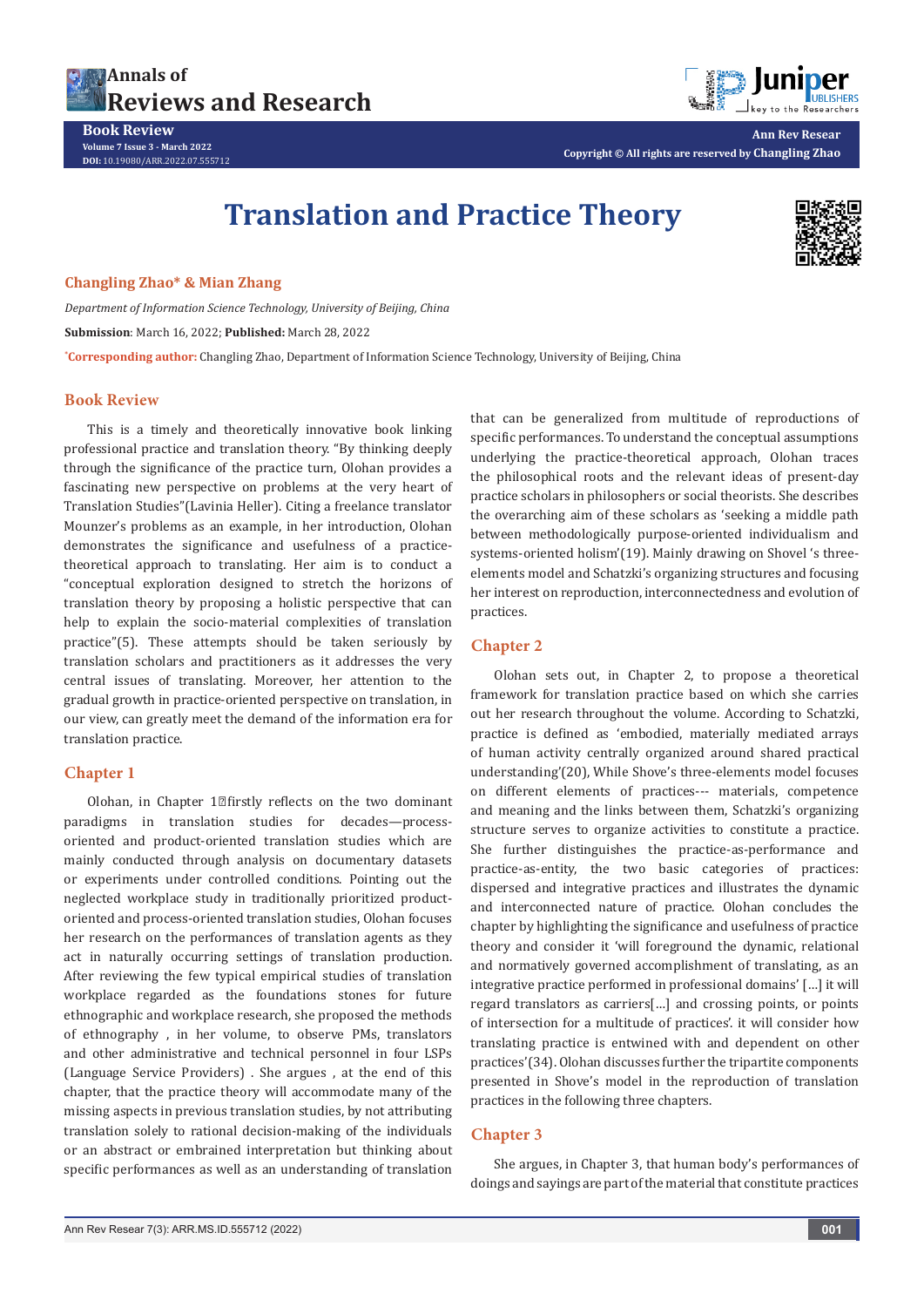# Translation and Practice Theory

**Changling Zhao* & Mian Zhang**

*Department of Information Science Technology, University of Beijing, China*

**Submission**: March 16, 2022; **Published:** March 28, 2022

***Corresponding author:** Changling Zhao, Department of Information Science Technology, University of Beijing, China

## Book Review

This is a timely and theoretically innovative book linking professional practice and translation theory. "By thinking deeply through the significance of the practice turn, Olohan provides a fascinating new perspective on problems at the very heart of Translation Studies"(Lavinia Heller). Citing a freelance translator Mounzer's problems as an example, in her introduction, Olohan demonstrates the significance and usefulness of a practice-theoretical approach to translating. Her aim is to conduct a "conceptual exploration designed to stretch the horizons of translation theory by proposing a holistic perspective that can help to explain the socio-material complexities of translation practice"(5). These attempts should be taken seriously by translation scholars and practitioners as it addresses the very central issues of translating. Moreover, her attention to the gradual growth in practice-oriented perspective on translation, in our view, can greatly meet the demand of the information era for translation practice.

## Chapter 1

Olohan, in Chapter 1firstly reflects on the two dominant paradigms in translation studies for decades—process-oriented and product-oriented translation studies which are mainly conducted through analysis on documentary datasets or experiments under controlled conditions. Pointing out the neglected workplace study in traditionally prioritized product-oriented and process-oriented translation studies, Olohan focuses her research on the performances of translation agents as they act in naturally occurring settings of translation production. After reviewing the few typical empirical studies of translation workplace regarded as the foundations stones for future ethnographic and workplace research, she proposed the methods of ethnography , in her volume, to observe PMs, translators and other administrative and technical personnel in four LSPs (Language Service Providers) . She argues , at the end of this chapter, that the practice theory will accommodate many of the missing aspects in previous translation studies, by not attributing translation solely to rational decision-making of the individuals or an abstract or embrained interpretation but thinking about specific performances as well as an understanding of translation that can be generalized from multitude of reproductions of specific performances. To understand the conceptual assumptions underlying the practice-theoretical approach, Olohan traces the philosophical roots and the relevant ideas of present-day practice scholars in philosophers or social theorists. She describes the overarching aim of these scholars as 'seeking a middle path between methodologically purpose-oriented individualism and systems-oriented holism'(19). Mainly drawing on Shovel 's three-elements model and Schatzki's organizing structures and focusing her interest on reproduction, interconnectedness and evolution of practices.

## Chapter 2

Olohan sets out, in Chapter 2, to propose a theoretical framework for translation practice based on which she carries out her research throughout the volume. According to Schatzki, practice is defined as 'embodied, materially mediated arrays of human activity centrally organized around shared practical understanding'(20), While Shove's three-elements model focuses on different elements of practices--- materials, competence and meaning and the links between them, Schatzki's organizing structure serves to organize activities to constitute a practice. She further distinguishes the practice-as-performance and practice-as-entity, the two basic categories of practices: dispersed and integrative practices and illustrates the dynamic and interconnected nature of practice. Olohan concludes the chapter by highlighting the significance and usefulness of practice theory and consider it 'will foreground the dynamic, relational and normatively governed accomplishment of translating, as an integrative practice performed in professional domains' […] it will regard translators as carriers[…] and crossing points, or points of intersection for a multitude of practices'. it will consider how translating practice is entwined with and dependent on other practices'(34). Olohan discusses further the tripartite components presented in Shove's model in the reproduction of translation practices in the following three chapters.

## Chapter 3

She argues, in Chapter 3, that human body's performances of doings and sayings are part of the material that constitute practices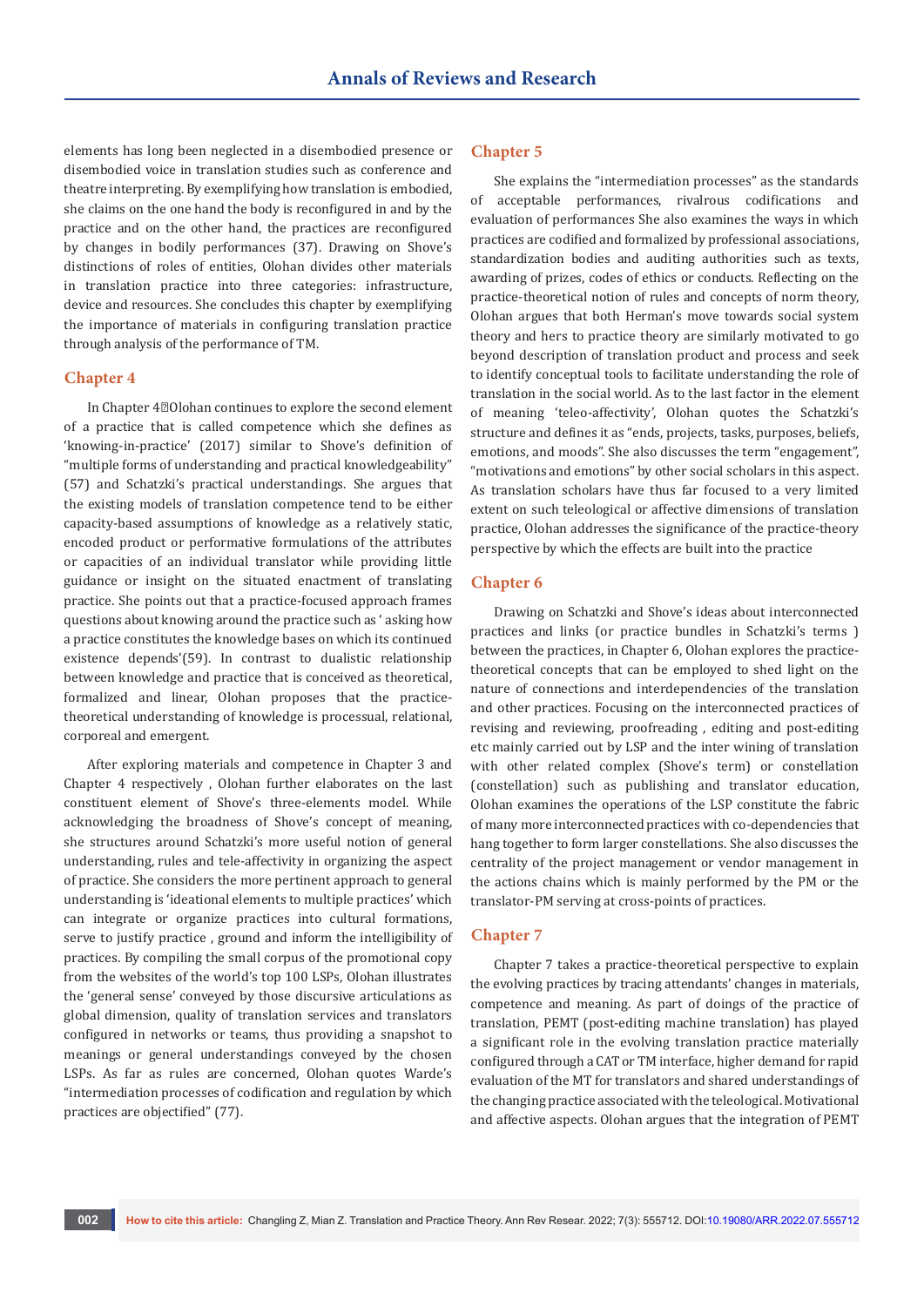elements has long been neglected in a disembodied presence or disembodied voice in translation studies such as conference and theatre interpreting. By exemplifying how translation is embodied, she claims on the one hand the body is reconfigured in and by the practice and on the other hand, the practices are reconfigured by changes in bodily performances (37). Drawing on Shove's distinctions of roles of entities, Olohan divides other materials in translation practice into three categories: infrastructure, device and resources. She concludes this chapter by exemplifying the importance of materials in configuring translation practice through analysis of the performance of TM.

## Chapter 4

In Chapter 4 Olohan continues to explore the second element of a practice that is called competence which she defines as 'knowing-in-practice' (2017) similar to Shove's definition of "multiple forms of understanding and practical knowledgeability" (57) and Schatzki's practical understandings. She argues that the existing models of translation competence tend to be either capacity-based assumptions of knowledge as a relatively static, encoded product or performative formulations of the attributes or capacities of an individual translator while providing little guidance or insight on the situated enactment of translating practice. She points out that a practice-focused approach frames questions about knowing around the practice such as ' asking how a practice constitutes the knowledge bases on which its continued existence depends'(59). In contrast to dualistic relationship between knowledge and practice that is conceived as theoretical, formalized and linear, Olohan proposes that the practice-theoretical understanding of knowledge is processual, relational, corporeal and emergent.

After exploring materials and competence in Chapter 3 and Chapter 4 respectively , Olohan further elaborates on the last constituent element of Shove's three-elements model. While acknowledging the broadness of Shove's concept of meaning, she structures around Schatzki's more useful notion of general understanding, rules and tele-affectivity in organizing the aspect of practice. She considers the more pertinent approach to general understanding is 'ideational elements to multiple practices' which can integrate or organize practices into cultural formations, serve to justify practice , ground and inform the intelligibility of practices. By compiling the small corpus of the promotional copy from the websites of the world's top 100 LSPs, Olohan illustrates the 'general sense' conveyed by those discursive articulations as global dimension, quality of translation services and translators configured in networks or teams, thus providing a snapshot to meanings or general understandings conveyed by the chosen LSPs. As far as rules are concerned, Olohan quotes Warde's "intermediation processes of codification and regulation by which practices are objectified" (77).

## Chapter 5

She explains the "intermediation processes" as the standards of acceptable performances, rivalrous codifications and evaluation of performances She also examines the ways in which practices are codified and formalized by professional associations, standardization bodies and auditing authorities such as texts, awarding of prizes, codes of ethics or conducts. Reflecting on the practice-theoretical notion of rules and concepts of norm theory, Olohan argues that both Herman's move towards social system theory and hers to practice theory are similarly motivated to go beyond description of translation product and process and seek to identify conceptual tools to facilitate understanding the role of translation in the social world. As to the last factor in the element of meaning 'teleo-affectivity', Olohan quotes the Schatzki's structure and defines it as "ends, projects, tasks, purposes, beliefs, emotions, and moods". She also discusses the term "engagement", "motivations and emotions" by other social scholars in this aspect. As translation scholars have thus far focused to a very limited extent on such teleological or affective dimensions of translation practice, Olohan addresses the significance of the practice-theory perspective by which the effects are built into the practice

## Chapter 6

Drawing on Schatzki and Shove's ideas about interconnected practices and links (or practice bundles in Schatzki's terms ) between the practices, in Chapter 6, Olohan explores the practice-theoretical concepts that can be employed to shed light on the nature of connections and interdependencies of the translation and other practices. Focusing on the interconnected practices of revising and reviewing, proofreading , editing and post-editing etc mainly carried out by LSP and the inter wining of translation with other related complex (Shove's term) or constellation (constellation) such as publishing and translator education, Olohan examines the operations of the LSP constitute the fabric of many more interconnected practices with co-dependencies that hang together to form larger constellations. She also discusses the centrality of the project management or vendor management in the actions chains which is mainly performed by the PM or the translator-PM serving at cross-points of practices.

## Chapter 7

Chapter 7 takes a practice-theoretical perspective to explain the evolving practices by tracing attendants' changes in materials, competence and meaning. As part of doings of the practice of translation, PEMT (post-editing machine translation) has played a significant role in the evolving translation practice materially configured through a CAT or TM interface, higher demand for rapid evaluation of the MT for translators and shared understandings of the changing practice associated with the teleological. Motivational and affective aspects. Olohan argues that the integration of PEMT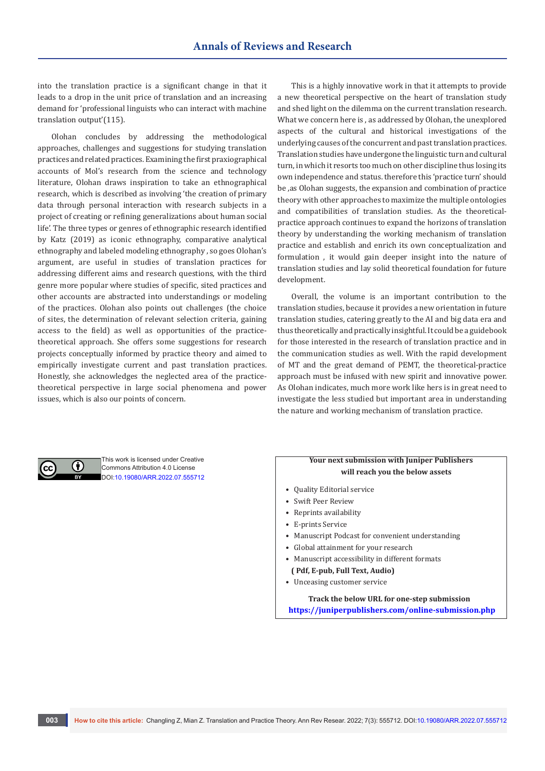into the translation practice is a significant change in that it leads to a drop in the unit price of translation and an increasing demand for 'professional linguists who can interact with machine translation output'(115).

Olohan concludes by addressing the methodological approaches, challenges and suggestions for studying translation practices and related practices. Examining the first praxiographical accounts of Mol's research from the science and technology literature, Olohan draws inspiration to take an ethnographical research, which is described as involving 'the creation of primary data through personal interaction with research subjects in a project of creating or refining generalizations about human social life'. The three types or genres of ethnographic research identified by Katz (2019) as iconic ethnography, comparative analytical ethnography and labeled modeling ethnography , so goes Olohan's argument, are useful in studies of translation practices for addressing different aims and research questions, with the third genre more popular where studies of specific, sited practices and other accounts are abstracted into understandings or modeling of the practices. Olohan also points out challenges (the choice of sites, the determination of relevant selection criteria, gaining access to the field) as well as opportunities of the practice-theoretical approach. She offers some suggestions for research projects conceptually informed by practice theory and aimed to empirically investigate current and past translation practices. Honestly, she acknowledges the neglected area of the practice-theoretical perspective in large social phenomena and power issues, which is also our points of concern.

This is a highly innovative work in that it attempts to provide a new theoretical perspective on the heart of translation study and shed light on the dilemma on the current translation research. What we concern here is , as addressed by Olohan, the unexplored aspects of the cultural and historical investigations of the underlying causes of the concurrent and past translation practices. Translation studies have undergone the linguistic turn and cultural turn, in which it resorts too much on other discipline thus losing its own independence and status. therefore this 'practice turn' should be ,as Olohan suggests, the expansion and combination of practice theory with other approaches to maximize the multiple ontologies and compatibilities of translation studies. As the theoretical-practice approach continues to expand the horizons of translation theory by understanding the working mechanism of translation practice and establish and enrich its own conceptualization and formulation , it would gain deeper insight into the nature of translation studies and lay solid theoretical foundation for future development.

Overall, the volume is an important contribution to the translation studies, because it provides a new orientation in future translation studies, catering greatly to the AI and big data era and thus theoretically and practically insightful. It could be a guidebook for those interested in the research of translation practice and in the communication studies as well. With the rapid development of MT and the great demand of PEMT, the theoretical-practice approach must be infused with new spirit and innovative power. As Olohan indicates, much more work like hers is in great need to investigate the less studied but important area in understanding the nature and working mechanism of translation practice.

This work is licensed under Creative Commons Attribution 4.0 License
DOI:10.19080/ARR.2022.07.555712

**Your next submission with Juniper Publishers will reach you the below assets**

- Quality Editorial service
- Swift Peer Review
- Reprints availability
- E-prints Service
- Manuscript Podcast for convenient understanding
- Global attainment for your research
- Manuscript accessibility in different formats
  **( Pdf, E-pub, Full Text, Audio)**
- Unceasing customer service

**Track the below URL for one-step submission**
**https://juniperpublishers.com/online-submission.php**

**How to cite this article:** Changling Z, Mian Z. Translation and Practice Theory. Ann Rev Resear. 2022; 7(3): 555712. DOI:10.19080/ARR.2022.07.555712